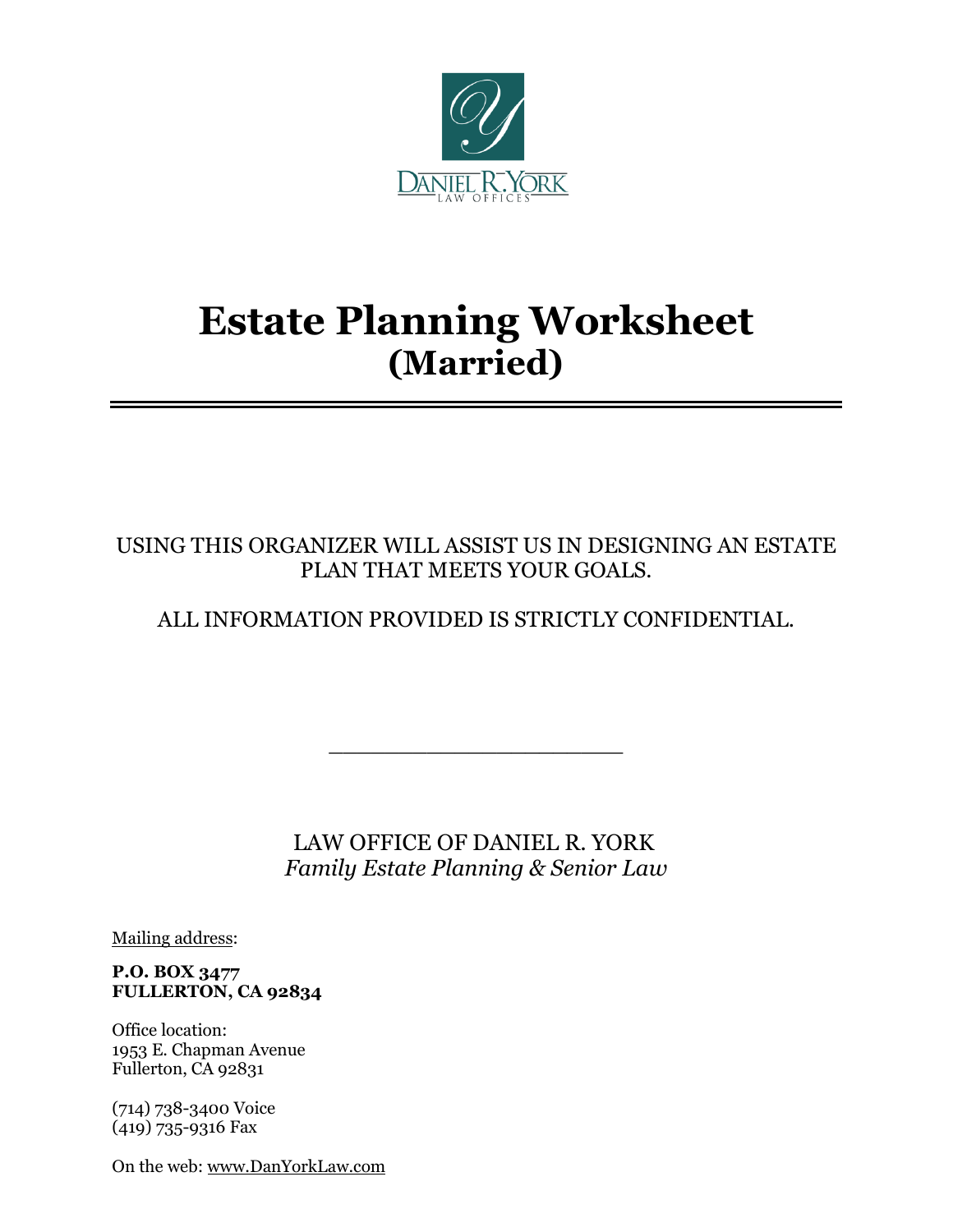DANIEL R. YORK
LAW OFFICES

# Estate Planning Worksheet
## (Married)

---

USING THIS ORGANIZER WILL ASSIST US IN DESIGNING AN ESTATE PLAN THAT MEETS YOUR GOALS.

ALL INFORMATION PROVIDED IS STRICTLY CONFIDENTIAL.

---

LAW OFFICE OF DANIEL R. YORK
*Family Estate Planning & Senior Law*

Mailing address:

**P.O. BOX 3477**
**FULLERTON, CA 92834**

Office location:
1953 E. Chapman Avenue
Fullerton, CA 92831

(714) 738-3400 Voice
(419) 735-9316 Fax

On the web: www.DanYorkLaw.com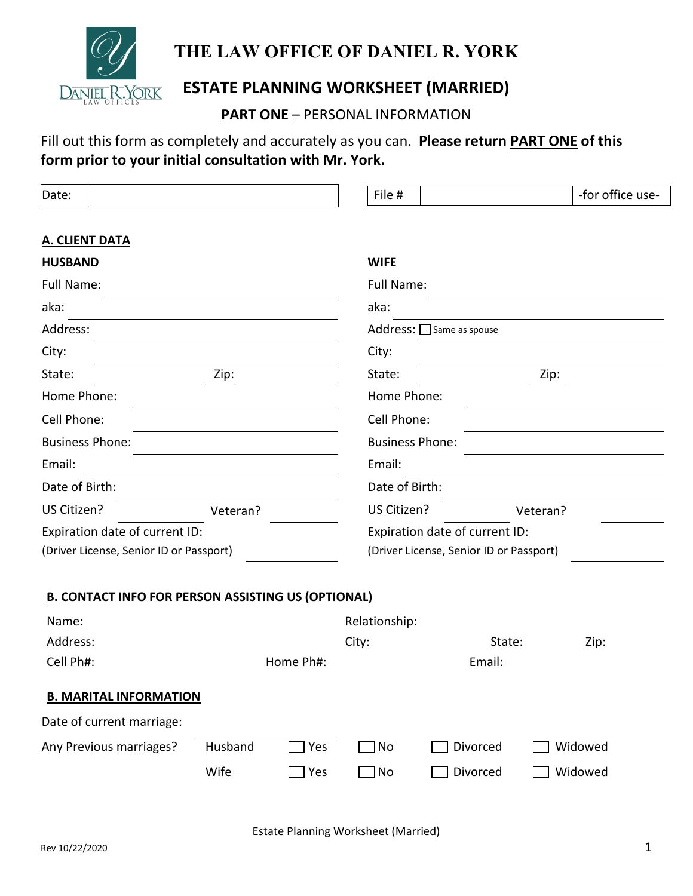# THE LAW OFFICE OF DANIEL R. YORK

## ESTATE PLANNING WORKSHEET (MARRIED)

**PART ONE** – PERSONAL INFORMATION

Fill out this form as completely and accurately as you can. **Please return PART ONE of this form prior to your initial consultation with Mr. York.**

| Date: | |
|---|---|

| File # | | -for office use- |
|---|---|---|

### A. CLIENT DATA

| HUSBAND | | WIFE | |
|---|---|---|---|
| Full Name: | | Full Name: | |
| aka: | | aka: | |
| Address: | | Address: ☐ Same as spouse | |
| City: | | City: | |
| State: | Zip: | State: | Zip: |
| Home Phone: | | Home Phone: | |
| Cell Phone: | | Cell Phone: | |
| Business Phone: | | Business Phone: | |
| Email: | | Email: | |
| Date of Birth: | | Date of Birth: | |
| US Citizen? | Veteran? | US Citizen? | Veteran? |
| Expiration date of current ID: (Driver License, Senior ID or Passport) | | Expiration date of current ID: (Driver License, Senior ID or Passport) | |

### B. CONTACT INFO FOR PERSON ASSISTING US (OPTIONAL)

Name: Relationship:

Address: City: State: Zip:

Cell Ph#: Home Ph#: Email:

### B. MARITAL INFORMATION

Date of current marriage:

| Any Previous marriages? | | | | | |
|---|---|---|---|---|---|
| | Husband | ☐ Yes | ☐ No | ☐ Divorced | ☐ Widowed |
| | Wife | ☐ Yes | ☐ No | ☐ Divorced | ☐ Widowed |

Estate Planning Worksheet (Married)

Rev 10/22/2020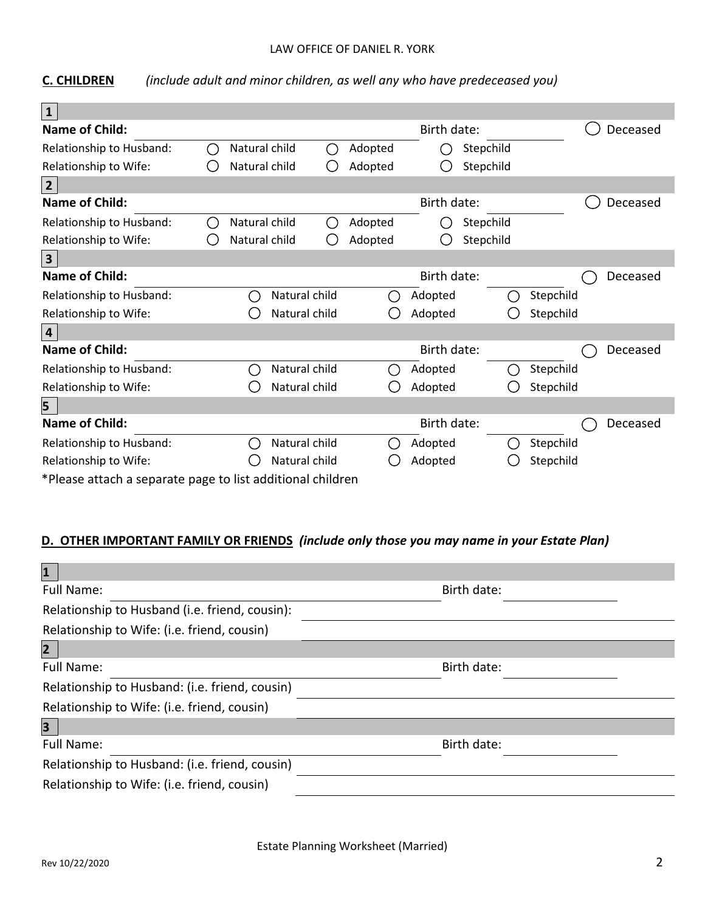## C. CHILDREN *(include adult and minor children, as well any who have predeceased you)*

**1**

**Name of Child:** ____________________ Birth date: __________ ◯ Deceased

Relationship to Husband: ◯ Natural child ◯ Adopted ◯ Stepchild

Relationship to Wife: ◯ Natural child ◯ Adopted ◯ Stepchild

**2**

**Name of Child:** ____________________ Birth date: __________ ◯ Deceased

Relationship to Husband: ◯ Natural child ◯ Adopted ◯ Stepchild

Relationship to Wife: ◯ Natural child ◯ Adopted ◯ Stepchild

**3**

**Name of Child:** ____________________ Birth date: __________ ◯ Deceased

Relationship to Husband: ◯ Natural child ◯ Adopted ◯ Stepchild

Relationship to Wife: ◯ Natural child ◯ Adopted ◯ Stepchild

**4**

**Name of Child:** ____________________ Birth date: __________ ◯ Deceased

Relationship to Husband: ◯ Natural child ◯ Adopted ◯ Stepchild

Relationship to Wife: ◯ Natural child ◯ Adopted ◯ Stepchild

**5**

**Name of Child:** ____________________ Birth date: __________ ◯ Deceased

Relationship to Husband: ◯ Natural child ◯ Adopted ◯ Stepchild

Relationship to Wife: ◯ Natural child ◯ Adopted ◯ Stepchild

*Please attach a separate page to list additional children

## D. OTHER IMPORTANT FAMILY OR FRIENDS *(include only those you may name in your Estate Plan)*

**1**

Full Name: ____________________ Birth date: __________

Relationship to Husband (i.e. friend, cousin): ____________________

Relationship to Wife: (i.e. friend, cousin) ____________________

**2**

Full Name: ____________________ Birth date: __________

Relationship to Husband: (i.e. friend, cousin) ____________________

Relationship to Wife: (i.e. friend, cousin) ____________________

**3**

Full Name: ____________________ Birth date: __________

Relationship to Husband: (i.e. friend, cousin) ____________________

Relationship to Wife: (i.e. friend, cousin) ____________________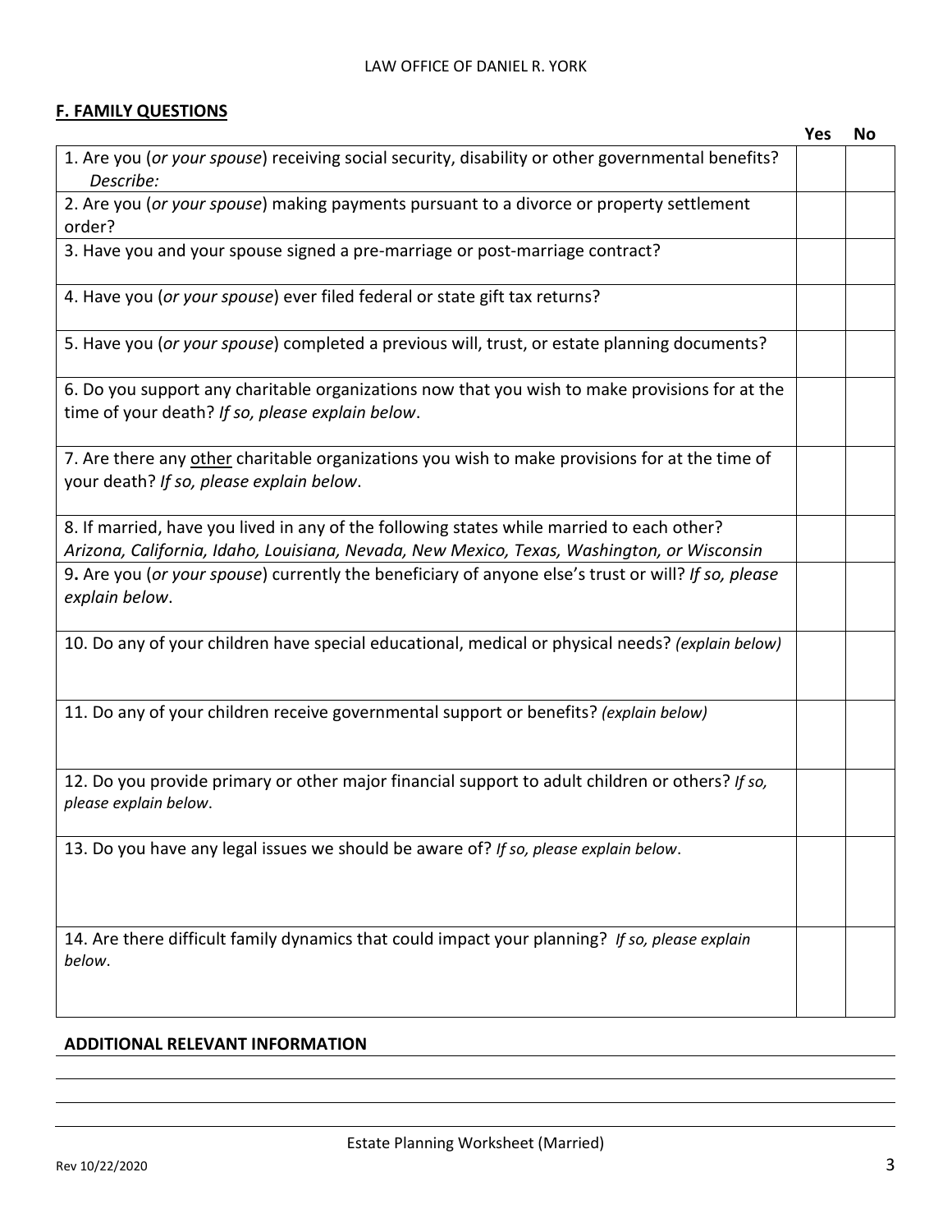## F. FAMILY QUESTIONS

| | Yes | No |
|---|---|---|
| 1. Are you (*or your spouse*) receiving social security, disability or other governmental benefits? *Describe:* | | |
| 2. Are you (*or your spouse*) making payments pursuant to a divorce or property settlement order? | | |
| 3. Have you and your spouse signed a pre-marriage or post-marriage contract? | | |
| 4. Have you (*or your spouse*) ever filed federal or state gift tax returns? | | |
| 5. Have you (*or your spouse*) completed a previous will, trust, or estate planning documents? | | |
| 6. Do you support any charitable organizations now that you wish to make provisions for at the time of your death? *If so, please explain below*. | | |
| 7. Are there any <u>other</u> charitable organizations you wish to make provisions for at the time of your death? *If so, please explain below*. | | |
| 8. If married, have you lived in any of the following states while married to each other? *Arizona, California, Idaho, Louisiana, Nevada, New Mexico, Texas, Washington, or Wisconsin* | | |
| 9. Are you (*or your spouse*) currently the beneficiary of anyone else's trust or will? *If so, please explain below*. | | |
| 10. Do any of your children have special educational, medical or physical needs? *(explain below)* | | |
| 11. Do any of your children receive governmental support or benefits? *(explain below)* | | |
| 12. Do you provide primary or other major financial support to adult children or others? *If so, please explain below*. | | |
| 13. Do you have any legal issues we should be aware of? *If so, please explain below*. | | |
| 14. Are there difficult family dynamics that could impact your planning? *If so, please explain below*. | | |

**ADDITIONAL RELEVANT INFORMATION**

______________________________________________________________________________

______________________________________________________________________________

______________________________________________________________________________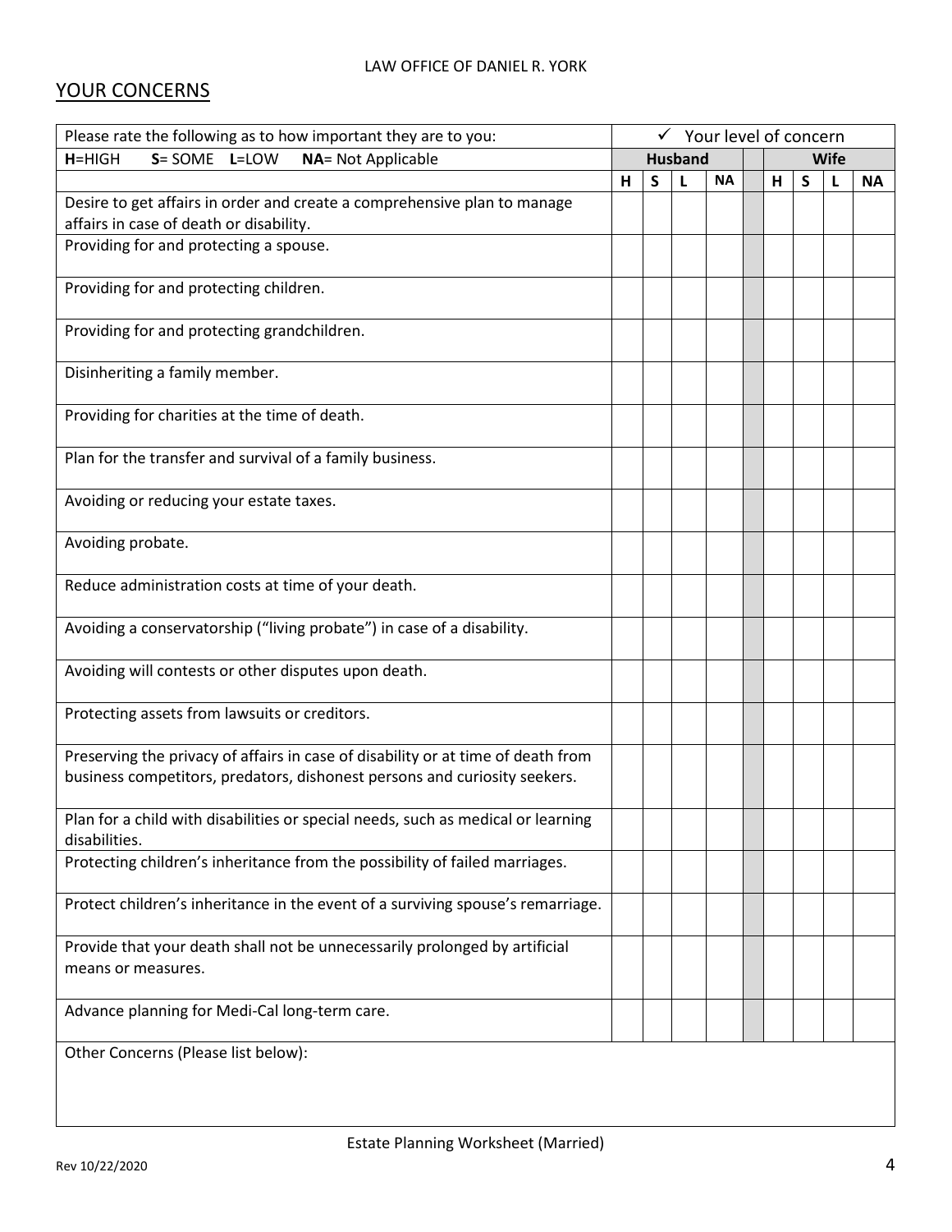## YOUR CONCERNS

| Please rate the following as to how important they are to you: | ✓ Your level of concern | | | | | | | | |
|---|---|---|---|---|---|---|---|---|---|
| **H**=HIGH **S**= SOME **L**=LOW **NA**= Not Applicable | **Husband** | | | | | **Wife** | | | |
| | **H** | **S** | **L** | **NA** | | **H** | **S** | **L** | **NA** |
| Desire to get affairs in order and create a comprehensive plan to manage affairs in case of death or disability. | | | | | | | | | |
| Providing for and protecting a spouse. | | | | | | | | | |
| Providing for and protecting children. | | | | | | | | | |
| Providing for and protecting grandchildren. | | | | | | | | | |
| Disinheriting a family member. | | | | | | | | | |
| Providing for charities at the time of death. | | | | | | | | | |
| Plan for the transfer and survival of a family business. | | | | | | | | | |
| Avoiding or reducing your estate taxes. | | | | | | | | | |
| Avoiding probate. | | | | | | | | | |
| Reduce administration costs at time of your death. | | | | | | | | | |
| Avoiding a conservatorship ("living probate") in case of a disability. | | | | | | | | | |
| Avoiding will contests or other disputes upon death. | | | | | | | | | |
| Protecting assets from lawsuits or creditors. | | | | | | | | | |
| Preserving the privacy of affairs in case of disability or at time of death from business competitors, predators, dishonest persons and curiosity seekers. | | | | | | | | | |
| Plan for a child with disabilities or special needs, such as medical or learning disabilities. | | | | | | | | | |
| Protecting children's inheritance from the possibility of failed marriages. | | | | | | | | | |
| Protect children's inheritance in the event of a surviving spouse's remarriage. | | | | | | | | | |
| Provide that your death shall not be unnecessarily prolonged by artificial means or measures. | | | | | | | | | |
| Advance planning for Medi-Cal long-term care. | | | | | | | | | |
| Other Concerns (Please list below): | | | | | | | | | |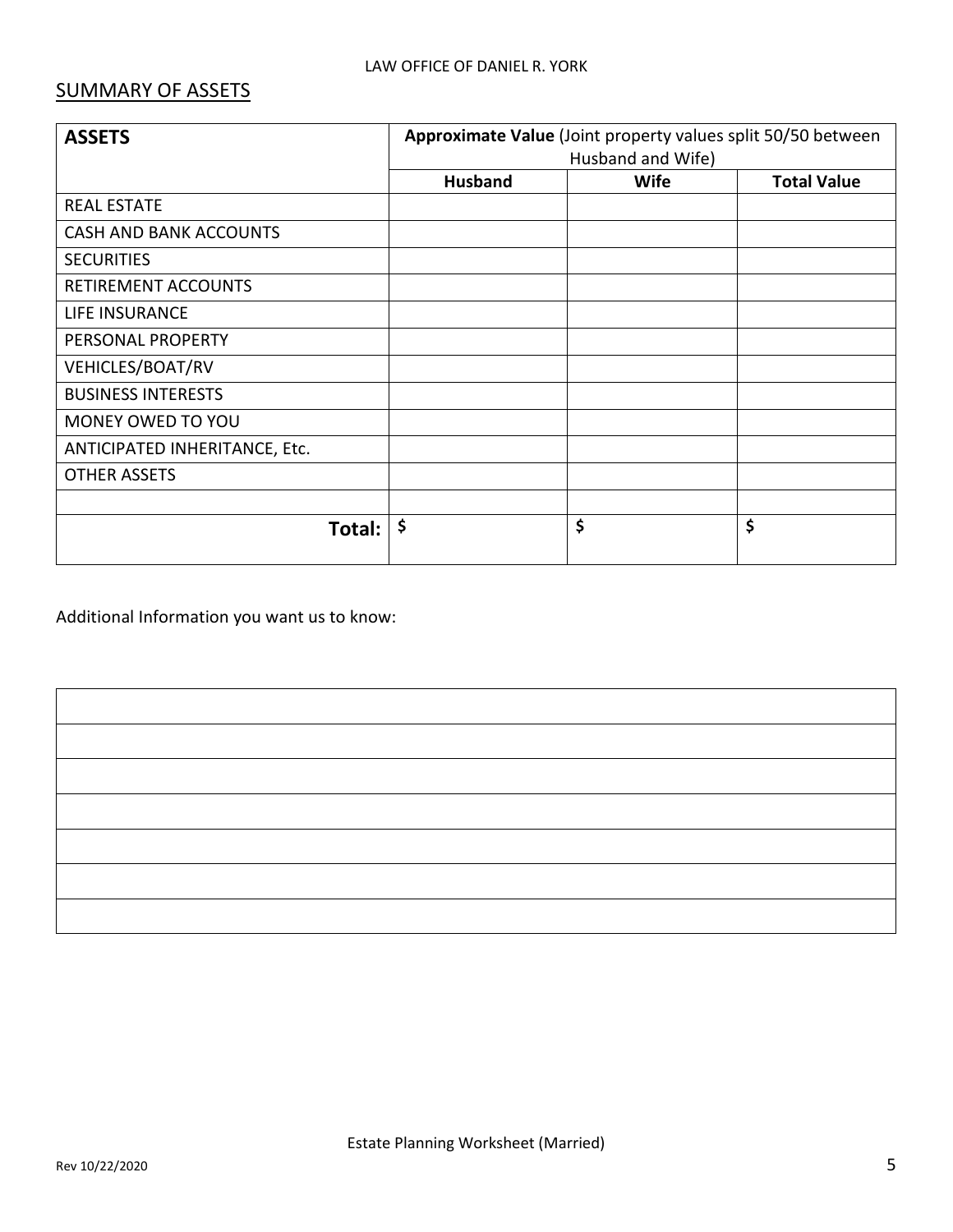## SUMMARY OF ASSETS

| **ASSETS** | **Approximate Value** (Joint property values split 50/50 between Husband and Wife) | | |
|---|---|---|---|
| | **Husband** | **Wife** | **Total Value** |
| REAL ESTATE | | | |
| CASH AND BANK ACCOUNTS | | | |
| SECURITIES | | | |
| RETIREMENT ACCOUNTS | | | |
| LIFE INSURANCE | | | |
| PERSONAL PROPERTY | | | |
| VEHICLES/BOAT/RV | | | |
| BUSINESS INTERESTS | | | |
| MONEY OWED TO YOU | | | |
| ANTICIPATED INHERITANCE, Etc. | | | |
| OTHER ASSETS | | | |
| | | | |
| **Total:** | **$** | **$** | **$** |

Additional Information you want us to know:

| |
|---|
| |
| |
| |
| |
| |
| |
| |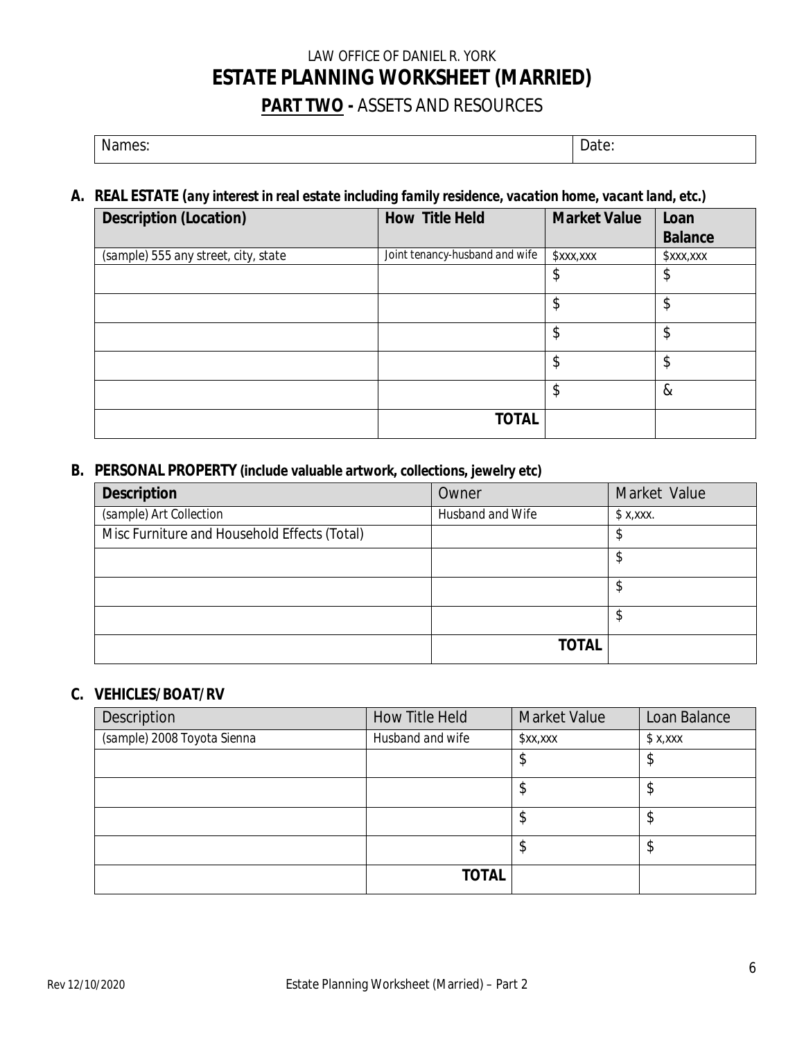LAW OFFICE OF DANIEL R. YORK

# ESTATE PLANNING WORKSHEET (MARRIED)

## PART TWO - ASSETS AND RESOURCES

| Names: | Date: |
|---|---|

**A. REAL ESTATE (*any interest in real estate including family residence, vacation home, vacant land, etc.*)**

| Description (Location) | How Title Held | Market Value | Loan Balance |
|---|---|---|---|
| (sample) 555 any street, city, state | Joint tenancy-husband and wife | $xxx,xxx | $xxx,xxx |
| | | $ | $ |
| | | $ | $ |
| | | $ | $ |
| | | $ | $ |
| | | $ | & |
| | **TOTAL** | | |

**B. PERSONAL PROPERTY (include valuable artwork, collections, jewelry etc)**

| Description | Owner | Market Value |
|---|---|---|
| (sample) Art Collection | Husband and Wife | $ x,xxx. |
| Misc Furniture and Household Effects (Total) | | $ |
| | | $ |
| | | $ |
| | | $ |
| | **TOTAL** | |

**C. VEHICLES/BOAT/RV**

| Description | How Title Held | Market Value | Loan Balance |
|---|---|---|---|
| (sample) 2008 Toyota Sienna | Husband and wife | $xx,xxx | $ x,xxx |
| | | $ | $ |
| | | $ | $ |
| | | $ | $ |
| | | $ | $ |
| | **TOTAL** | | |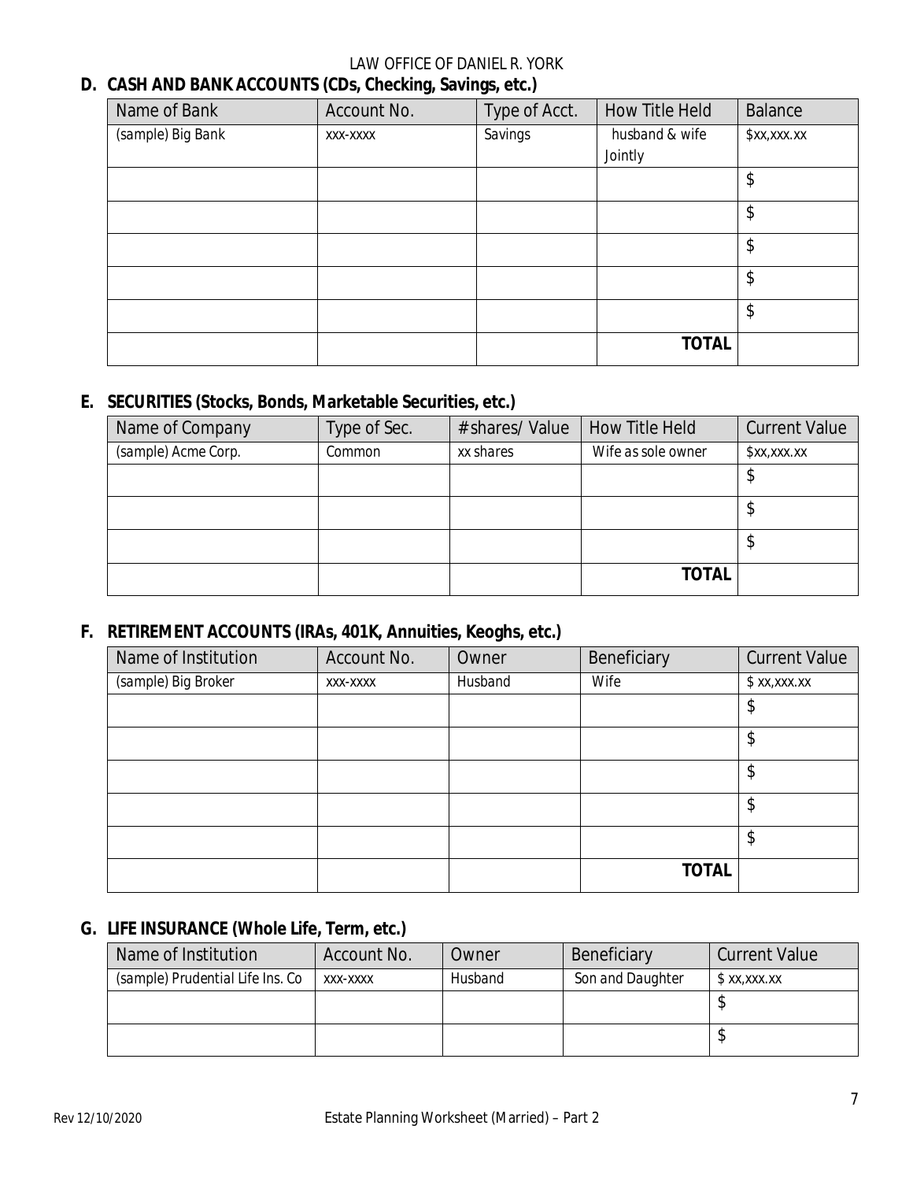## D. CASH AND BANK ACCOUNTS (CDs, Checking, Savings, etc.)

| Name of Bank | Account No. | Type of Acct. | How Title Held | Balance |
|---|---|---|---|---|
| (sample) Big Bank | xxx-xxxx | Savings | husband & wife Jointly | $xx,xxx.xx |
| | | | | $ |
| | | | | $ |
| | | | | $ |
| | | | | $ |
| | | | | $ |
| | | | **TOTAL** | |

## E. SECURITIES (Stocks, Bonds, Marketable Securities, etc.)

| Name of Company | Type of Sec. | # shares/ Value | How Title Held | Current Value |
|---|---|---|---|---|
| (sample) Acme Corp. | Common | xx shares | Wife as sole owner | $xx,xxx.xx |
| | | | | $ |
| | | | | $ |
| | | | | $ |
| | | | **TOTAL** | |

## F. RETIREMENT ACCOUNTS (IRAs, 401K, Annuities, Keoghs, etc.)

| Name of Institution | Account No. | Owner | Beneficiary | Current Value |
|---|---|---|---|---|
| (sample) Big Broker | xxx-xxxx | Husband | Wife | $ xx,xxx.xx |
| | | | | $ |
| | | | | $ |
| | | | | $ |
| | | | | $ |
| | | | | $ |
| | | | **TOTAL** | |

## G. LIFE INSURANCE (Whole Life, Term, etc.)

| Name of Institution | Account No. | Owner | Beneficiary | Current Value |
|---|---|---|---|---|
| (sample) Prudential Life Ins. Co | xxx-xxxx | Husband | Son and Daughter | $ xx,xxx.xx |
| | | | | $ |
| | | | | $ |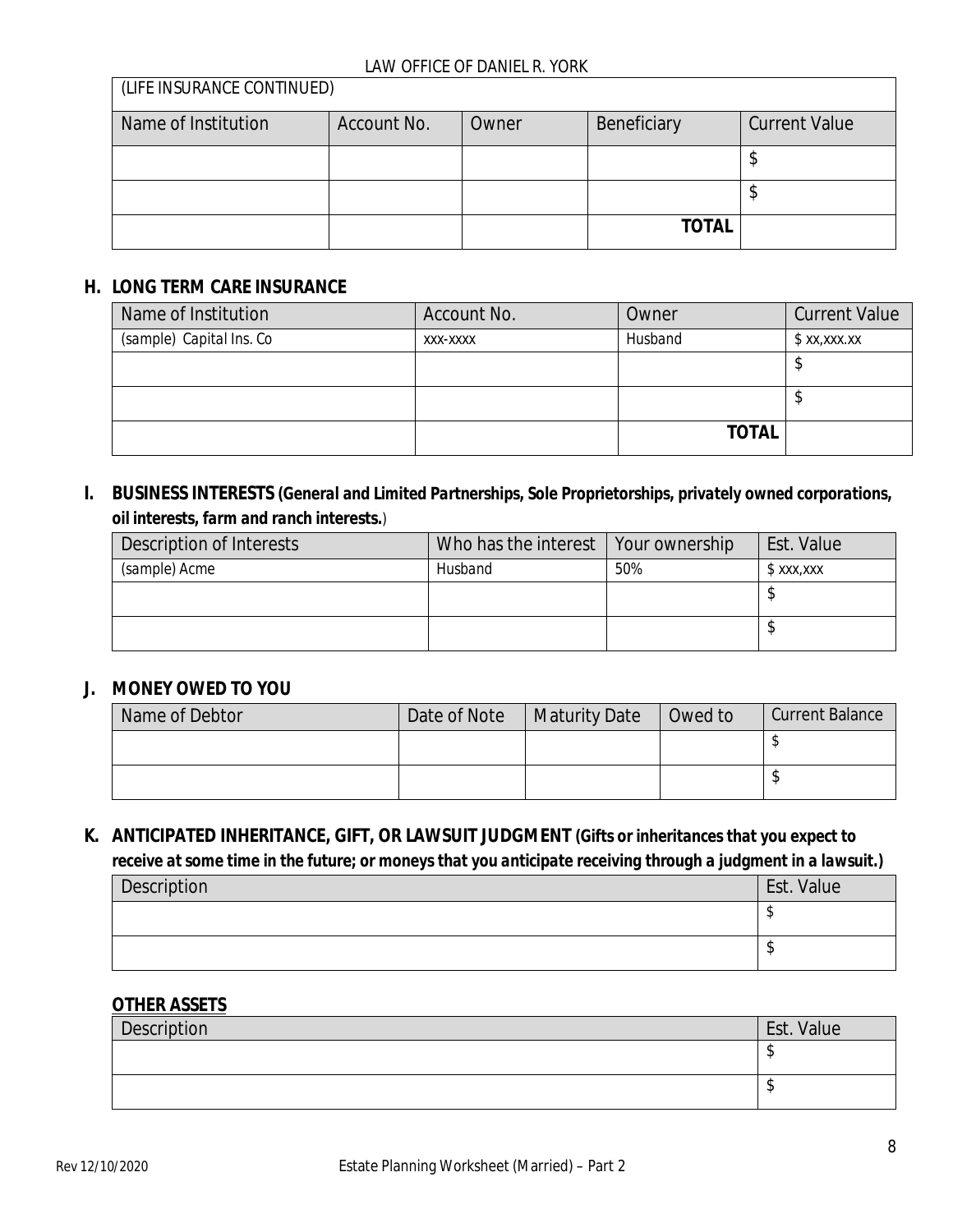| (LIFE INSURANCE CONTINUED) | | | | |
|---|---|---|---|---|
| Name of Institution | Account No. | Owner | Beneficiary | Current Value |
| | | | | $ |
| | | | | $ |
| | | | **TOTAL** | |

## H. LONG TERM CARE INSURANCE

| Name of Institution | Account No. | Owner | Current Value |
|---|---|---|---|
| (sample) Capital Ins. Co | xxx-xxxx | Husband | $ xx,xxx.xx |
| | | | $ |
| | | | $ |
| | | **TOTAL** | |

## I. BUSINESS INTERESTS *(General and Limited Partnerships, Sole Proprietorships, privately owned corporations, oil interests, farm and ranch interests.)*

| Description of Interests | Who has the interest | Your ownership | Est. Value |
|---|---|---|---|
| (sample) Acme | Husband | 50% | $ xxx,xxx |
| | | | $ |
| | | | $ |

## J. MONEY OWED TO YOU

| Name of Debtor | Date of Note | Maturity Date | Owed to | Current Balance |
|---|---|---|---|---|
| | | | | $ |
| | | | | $ |

## K. ANTICIPATED INHERITANCE, GIFT, OR LAWSUIT JUDGMENT *(Gifts or inheritances that you expect to receive at some time in the future; or moneys that you anticipate receiving through a judgment in a lawsuit.)*

| Description | Est. Value |
|---|---|
| | $ |
| | $ |

### OTHER ASSETS

| Description | Est. Value |
|---|---|
| | $ |
| | $ |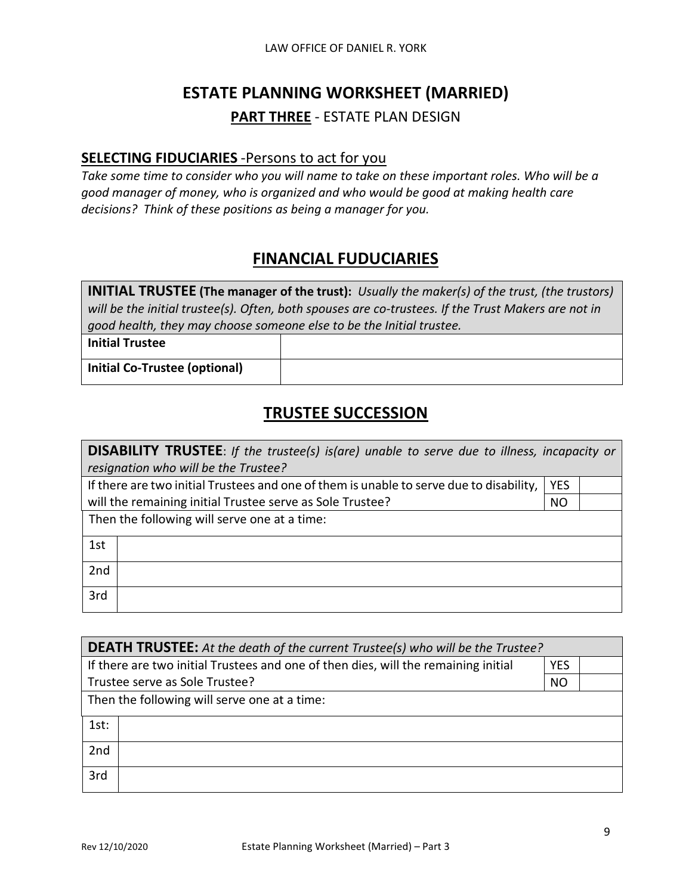# ESTATE PLANNING WORKSHEET (MARRIED)

## **PART THREE** - ESTATE PLAN DESIGN

### **SELECTING FIDUCIARIES** -Persons to act for you

*Take some time to consider who you will name to take on these important roles. Who will be a good manager of money, who is organized and who would be good at making health care decisions? Think of these positions as being a manager for you.*

## FINANCIAL FUDUCIARIES

| **INITIAL TRUSTEE (The manager of the trust):** *Usually the maker(s) of the trust, (the trustors) will be the initial trustee(s). Often, both spouses are co-trustees. If the Trust Makers are not in good health, they may choose someone else to be the Initial trustee.* | |
|---|---|
| **Initial Trustee** | |
| **Initial Co-Trustee (optional)** | |

## TRUSTEE SUCCESSION

| **DISABILITY TRUSTEE**: *If the trustee(s) is(are) unable to serve due to illness, incapacity or resignation who will be the Trustee?* | | |
|---|---|---|
| If there are two initial Trustees and one of them is unable to serve due to disability, will the remaining initial Trustee serve as Sole Trustee? | YES | |
| | NO | |
| Then the following will serve one at a time: | | |
| 1st | | |
| 2nd | | |
| 3rd | | |

| **DEATH TRUSTEE:** *At the death of the current Trustee(s) who will be the Trustee?* | | |
|---|---|---|
| If there are two initial Trustees and one of then dies, will the remaining initial Trustee serve as Sole Trustee? | YES | |
| | NO | |
| Then the following will serve one at a time: | | |
| 1st: | | |
| 2nd | | |
| 3rd | | |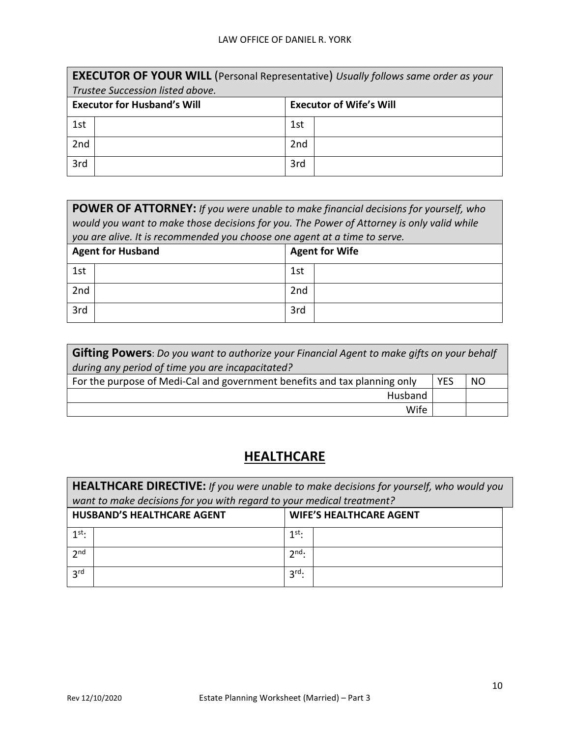| **EXECUTOR OF YOUR WILL** (Personal Representative) *Usually follows same order as your Trustee Succession listed above.* | | | |
|---|---|---|---|
| **Executor for Husband's Will** | | **Executor of Wife's Will** | |
| 1st | | 1st | |
| 2nd | | 2nd | |
| 3rd | | 3rd | |

| **POWER OF ATTORNEY:** *If you were unable to make financial decisions for yourself, who would you want to make those decisions for you. The Power of Attorney is only valid while you are alive. It is recommended you choose one agent at a time to serve.* | | | |
|---|---|---|---|
| **Agent for Husband** | | **Agent for Wife** | |
| 1st | | 1st | |
| 2nd | | 2nd | |
| 3rd | | 3rd | |

| **Gifting Powers**: *Do you want to authorize your Financial Agent to make gifts on your behalf during any period of time you are incapacitated?* | | |
|---|---|---|
| For the purpose of Medi-Cal and government benefits and tax planning only | YES | NO |
| Husband | | |
| Wife | | |

## HEALTHCARE

| **HEALTHCARE DIRECTIVE:** *If you were unable to make decisions for yourself, who would you want to make decisions for you with regard to your medical treatment?* | | | |
|---|---|---|---|
| **HUSBAND'S HEALTHCARE AGENT** | | **WIFE'S HEALTHCARE AGENT** | |
| 1st: | | 1st: | |
| 2nd | | 2nd: | |
| 3rd | | 3rd: | |

Rev 12/10/2020 Estate Planning Worksheet (Married) – Part 3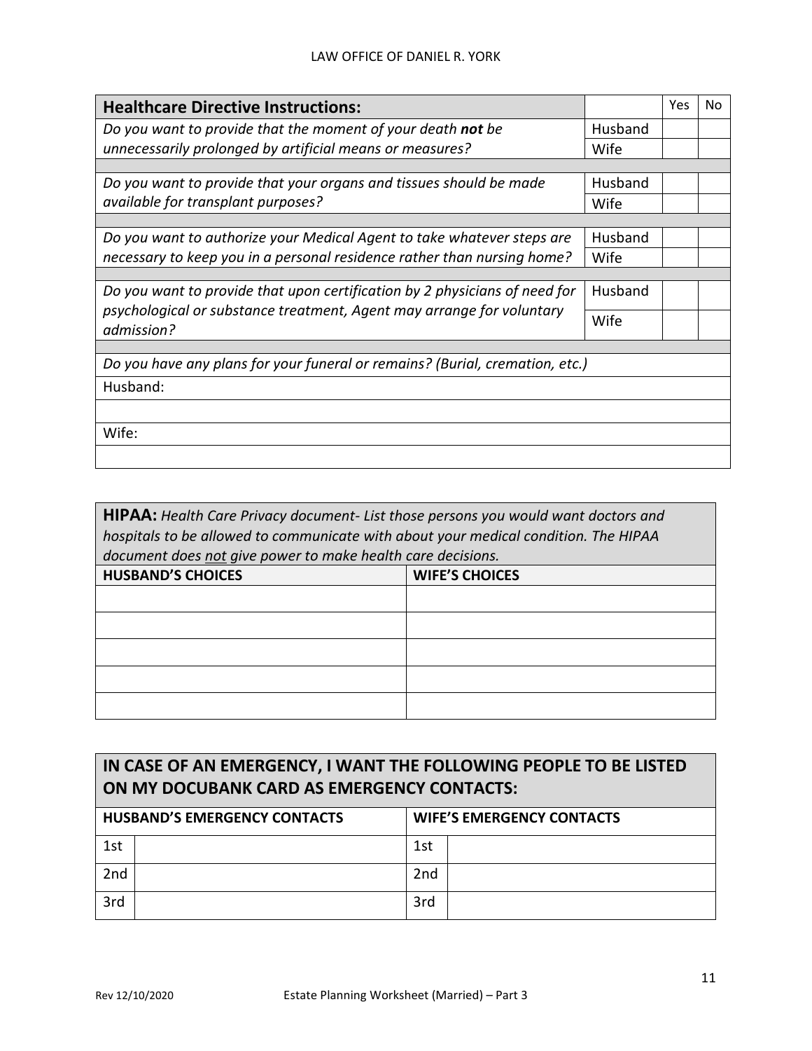| **Healthcare Directive Instructions:** | | Yes | No |
|---|---|---|---|
| *Do you want to provide that the moment of your death **not** be unnecessarily prolonged by artificial means or measures?* | Husband | | |
| | Wife | | |
| *Do you want to provide that your organs and tissues should be made available for transplant purposes?* | Husband | | |
| | Wife | | |
| *Do you want to authorize your Medical Agent to take whatever steps are necessary to keep you in a personal residence rather than nursing home?* | Husband | | |
| | Wife | | |
| *Do you want to provide that upon certification by 2 physicians of need for psychological or substance treatment, Agent may arrange for voluntary admission?* | Husband | | |
| | Wife | | |

*Do you have any plans for your funeral or remains? (Burial, cremation, etc.)*

| |
|---|
| Husband: |
| |
| Wife: |
| |

**HIPAA:** *Health Care Privacy document- List those persons you would want doctors and hospitals to be allowed to communicate with about your medical condition. The HIPAA document does not give power to make health care decisions.*

| **HUSBAND'S CHOICES** | **WIFE'S CHOICES** |
|---|---|
| | |
| | |
| | |
| | |
| | |

## IN CASE OF AN EMERGENCY, I WANT THE FOLLOWING PEOPLE TO BE LISTED ON MY DOCUBANK CARD AS EMERGENCY CONTACTS:

| **HUSBAND'S EMERGENCY CONTACTS** | | **WIFE'S EMERGENCY CONTACTS** | |
|---|---|---|---|
| 1st | | 1st | |
| 2nd | | 2nd | |
| 3rd | | 3rd | |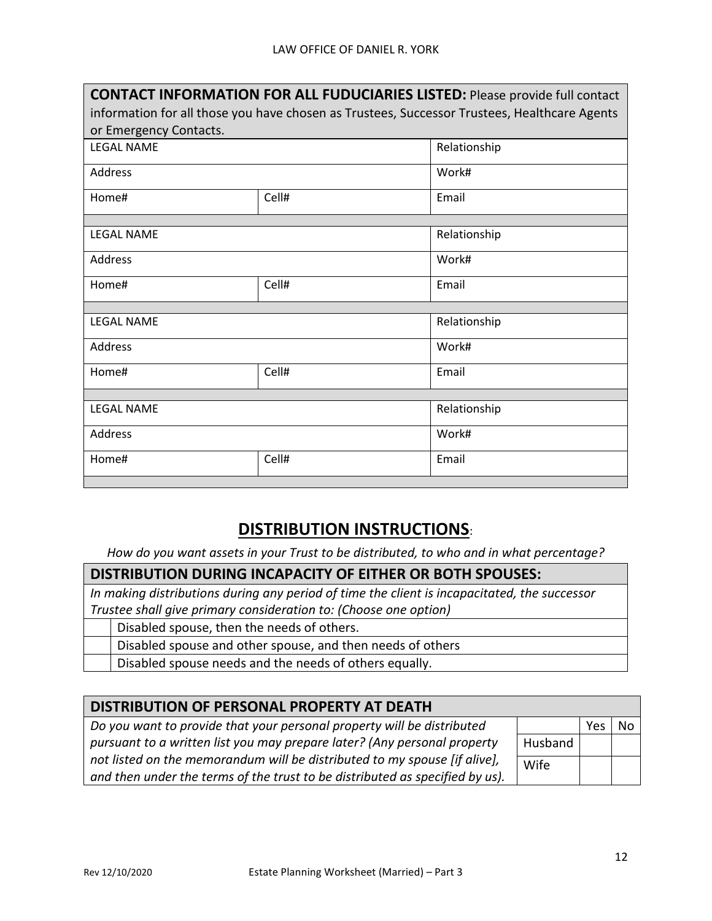**CONTACT INFORMATION FOR ALL FIDUCIARIES LISTED:** Please provide full contact information for all those you have chosen as Trustees, Successor Trustees, Healthcare Agents or Emergency Contacts.

| LEGAL NAME | | Relationship |
|---|---|---|
| Address | | Work# |
| Home# | Cell# | Email |
| | | |
| LEGAL NAME | | Relationship |
| Address | | Work# |
| Home# | Cell# | Email |
| | | |
| LEGAL NAME | | Relationship |
| Address | | Work# |
| Home# | Cell# | Email |
| | | |
| LEGAL NAME | | Relationship |
| Address | | Work# |
| Home# | Cell# | Email |

## DISTRIBUTION INSTRUCTIONS:

*How do you want assets in your Trust to be distributed, to who and in what percentage?*

**DISTRIBUTION DURING INCAPACITY OF EITHER OR BOTH SPOUSES:**

*In making distributions during any period of time the client is incapacitated, the successor Trustee shall give primary consideration to: (Choose one option)*

| | |
|---|---|
| | Disabled spouse, then the needs of others. |
| | Disabled spouse and other spouse, and then needs of others |
| | Disabled spouse needs and the needs of others equally. |

**DISTRIBUTION OF PERSONAL PROPERTY AT DEATH**

*Do you want to provide that your personal property will be distributed pursuant to a written list you may prepare later? (Any personal property not listed on the memorandum will be distributed to my spouse [if alive], and then under the terms of the trust to be distributed as specified by us).*

| | Yes | No |
|---|---|---|
| Husband | | |
| Wife | | |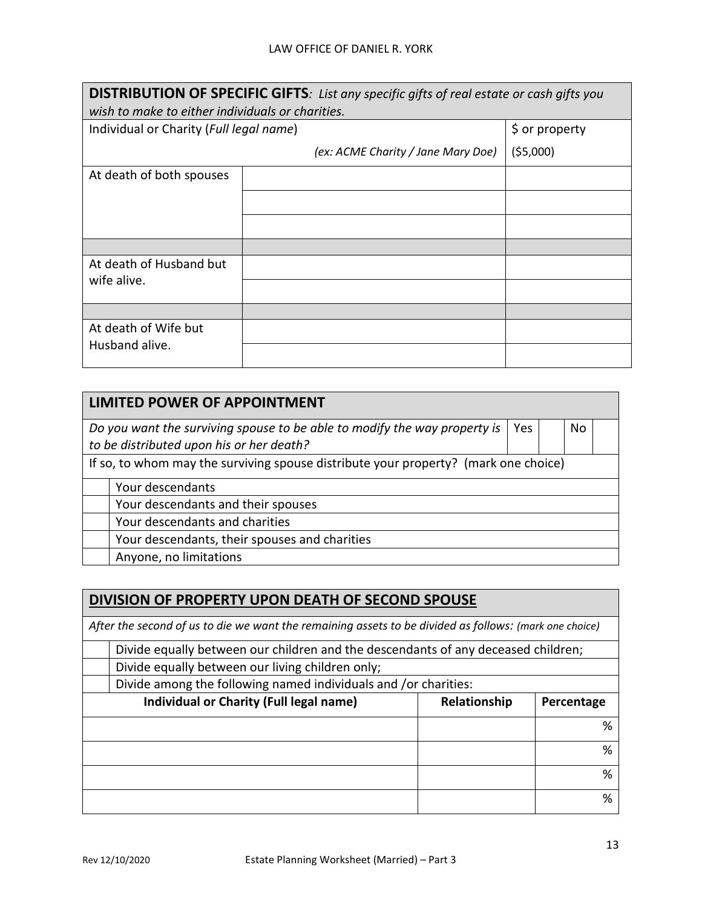| **DISTRIBUTION OF SPECIFIC GIFTS**: *List any specific gifts of real estate or cash gifts you wish to make to either individuals or charities.* | | |
|---|---|---|
| Individual or Charity (*Full legal name*) *(ex: ACME Charity / Jane Mary Doe)* | | $ or property ($5,000) |
| At death of both spouses | | |
| | | |
| | | |
| | | |
| At death of Husband but wife alive. | | |
| | | |
| | | |
| At death of Wife but Husband alive. | | |
| | | |

| **LIMITED POWER OF APPOINTMENT** | | | | |
|---|---|---|---|---|
| *Do you want the surviving spouse to be able to modify the way property is to be distributed upon his or her death?* | Yes | | No | |
| If so, to whom may the surviving spouse distribute your property? (mark one choice) | | | | |

| | |
|---|---|
| | Your descendants |
| | Your descendants and their spouses |
| | Your descendants and charities |
| | Your descendants, their spouses and charities |
| | Anyone, no limitations |

## DIVISION OF PROPERTY UPON DEATH OF SECOND SPOUSE

*After the second of us to die we want the remaining assets to be divided as follows: (mark one choice)*

| | |
|---|---|
| | Divide equally between our children and the descendants of any deceased children; |
| | Divide equally between our living children only; |
| | Divide among the following named individuals and /or charities: |

| Individual or Charity (Full legal name) | Relationship | Percentage |
|---|---|---|
| | | % |
| | | % |
| | | % |
| | | % |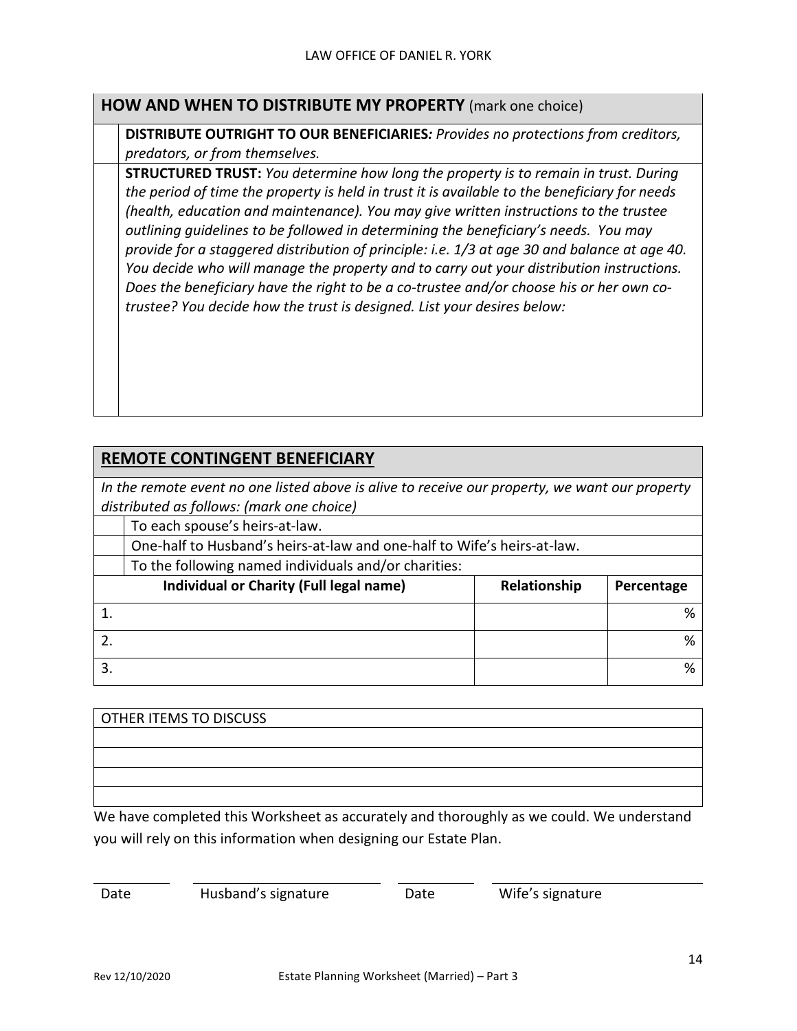## HOW AND WHEN TO DISTRIBUTE MY PROPERTY (mark one choice)

| | |
|---|---|
| | **DISTRIBUTE OUTRIGHT TO OUR BENEFICIARIES***: Provides no protections from creditors, predators, or from themselves.* |
| | **STRUCTURED TRUST:** *You determine how long the property is to remain in trust. During the period of time the property is held in trust it is available to the beneficiary for needs (health, education and maintenance). You may give written instructions to the trustee outlining guidelines to be followed in determining the beneficiary's needs. You may provide for a staggered distribution of principle: i.e. 1/3 at age 30 and balance at age 40. You decide who will manage the property and to carry out your distribution instructions. Does the beneficiary have the right to be a co-trustee and/or choose his or her own co-trustee? You decide how the trust is designed. List your desires below:* |

## REMOTE CONTINGENT BENEFICIARY

*In the remote event no one listed above is alive to receive our property, we want our property distributed as follows: (mark one choice)*

| | |
|---|---|
| | To each spouse's heirs-at-law. |
| | One-half to Husband's heirs-at-law and one-half to Wife's heirs-at-law. |
| | To the following named individuals and/or charities: |

| Individual or Charity (Full legal name) | Relationship | Percentage |
|---|---|---|
| 1. | | % |
| 2. | | % |
| 3. | | % |

| OTHER ITEMS TO DISCUSS |
|---|
| |
| |
| |
| |

We have completed this Worksheet as accurately and thoroughly as we could. We understand you will rely on this information when designing our Estate Plan.

Date ____________ Husband's signature ____________________ Date ____________ Wife's signature ____________________